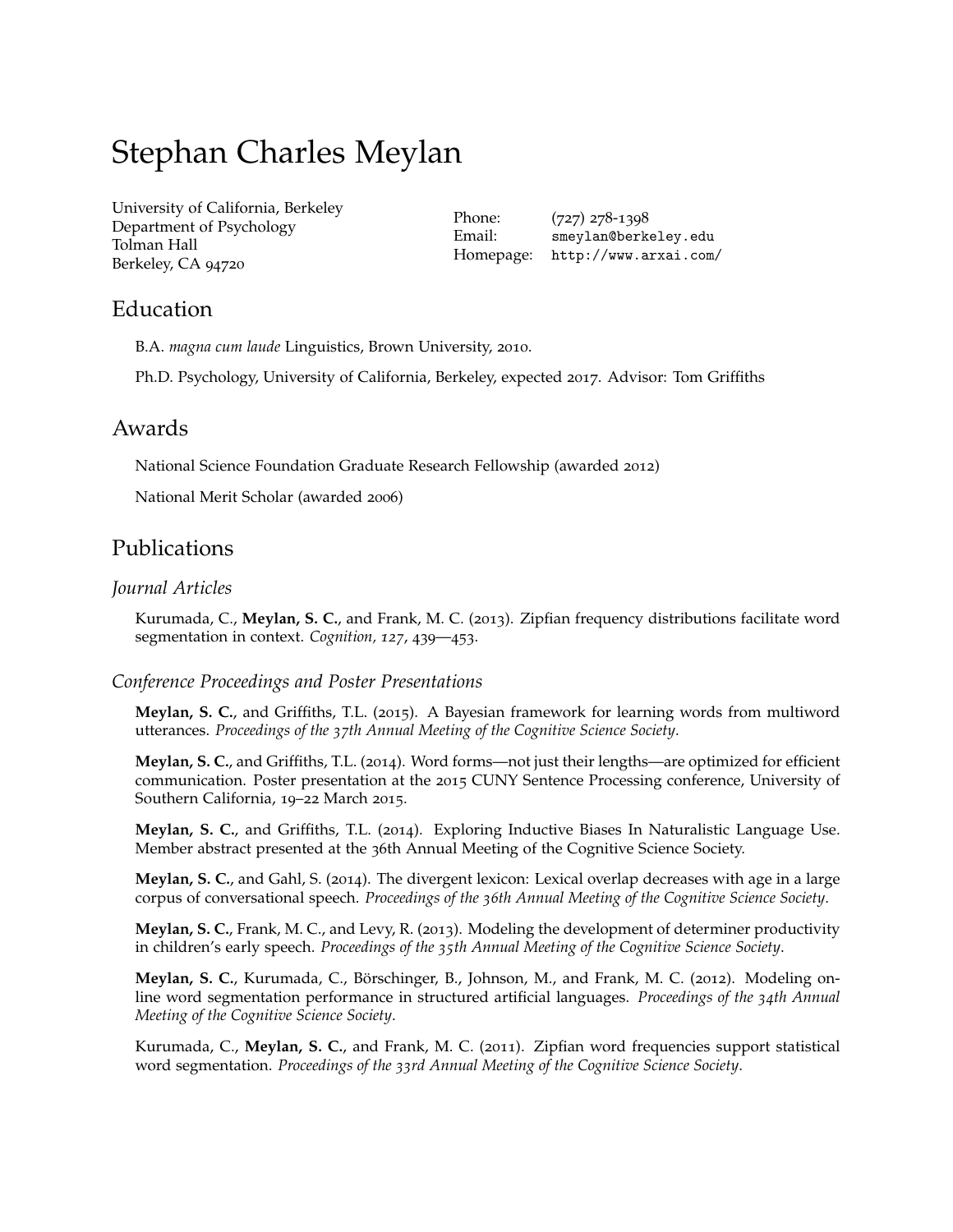# Stephan Charles Meylan

University of California, Berkeley
Department of Psychology
Tolman Hall
Berkeley, CA 94720

Phone: (727) 278-1398
Email: smeylan@berkeley.edu
Homepage: http://www.arxai.com/

## Education

B.A. *magna cum laude* Linguistics, Brown University, 2010.

Ph.D. Psychology, University of California, Berkeley, expected 2017. Advisor: Tom Griffiths

## Awards

National Science Foundation Graduate Research Fellowship (awarded 2012)

National Merit Scholar (awarded 2006)

## Publications

### *Journal Articles*

Kurumada, C., **Meylan, S. C.**, and Frank, M. C. (2013). Zipfian frequency distributions facilitate word segmentation in context. *Cognition, 127*, 439—453.

### *Conference Proceedings and Poster Presentations*

**Meylan, S. C.**, and Griffiths, T.L. (2015). A Bayesian framework for learning words from multiword utterances. *Proceedings of the 37th Annual Meeting of the Cognitive Science Society.*

**Meylan, S. C.**, and Griffiths, T.L. (2014). Word forms—not just their lengths—are optimized for efficient communication. Poster presentation at the 2015 CUNY Sentence Processing conference, University of Southern California, 19–22 March 2015.

**Meylan, S. C.**, and Griffiths, T.L. (2014). Exploring Inductive Biases In Naturalistic Language Use. Member abstract presented at the 36th Annual Meeting of the Cognitive Science Society.

**Meylan, S. C.**, and Gahl, S. (2014). The divergent lexicon: Lexical overlap decreases with age in a large corpus of conversational speech. *Proceedings of the 36th Annual Meeting of the Cognitive Science Society.*

**Meylan, S. C.**, Frank, M. C., and Levy, R. (2013). Modeling the development of determiner productivity in children's early speech. *Proceedings of the 35th Annual Meeting of the Cognitive Science Society.*

**Meylan, S. C.**, Kurumada, C., Börschinger, B., Johnson, M., and Frank, M. C. (2012). Modeling online word segmentation performance in structured artificial languages. *Proceedings of the 34th Annual Meeting of the Cognitive Science Society.*

Kurumada, C., **Meylan, S. C.**, and Frank, M. C. (2011). Zipfian word frequencies support statistical word segmentation. *Proceedings of the 33rd Annual Meeting of the Cognitive Science Society.*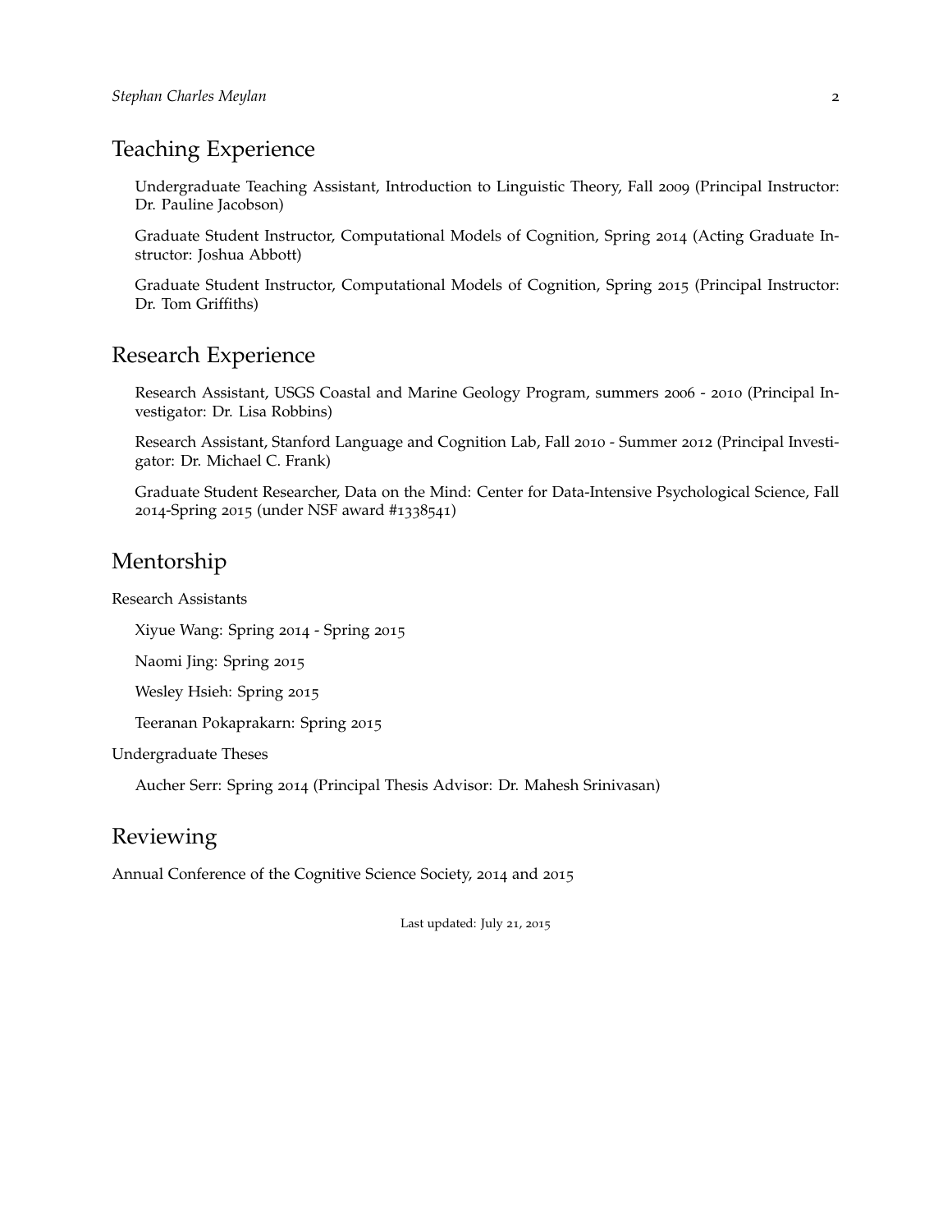## Teaching Experience

Undergraduate Teaching Assistant, Introduction to Linguistic Theory, Fall 2009 (Principal Instructor: Dr. Pauline Jacobson)

Graduate Student Instructor, Computational Models of Cognition, Spring 2014 (Acting Graduate Instructor: Joshua Abbott)

Graduate Student Instructor, Computational Models of Cognition, Spring 2015 (Principal Instructor: Dr. Tom Griffiths)

## Research Experience

Research Assistant, USGS Coastal and Marine Geology Program, summers 2006 - 2010 (Principal Investigator: Dr. Lisa Robbins)

Research Assistant, Stanford Language and Cognition Lab, Fall 2010 - Summer 2012 (Principal Investigator: Dr. Michael C. Frank)

Graduate Student Researcher, Data on the Mind: Center for Data-Intensive Psychological Science, Fall 2014-Spring 2015 (under NSF award #1338541)

## Mentorship

Research Assistants

Xiyue Wang: Spring 2014 - Spring 2015

Naomi Jing: Spring 2015

Wesley Hsieh: Spring 2015

Teeranan Pokaprakarn: Spring 2015

Undergraduate Theses

Aucher Serr: Spring 2014 (Principal Thesis Advisor: Dr. Mahesh Srinivasan)

## Reviewing

Annual Conference of the Cognitive Science Society, 2014 and 2015

Last updated: July 21, 2015